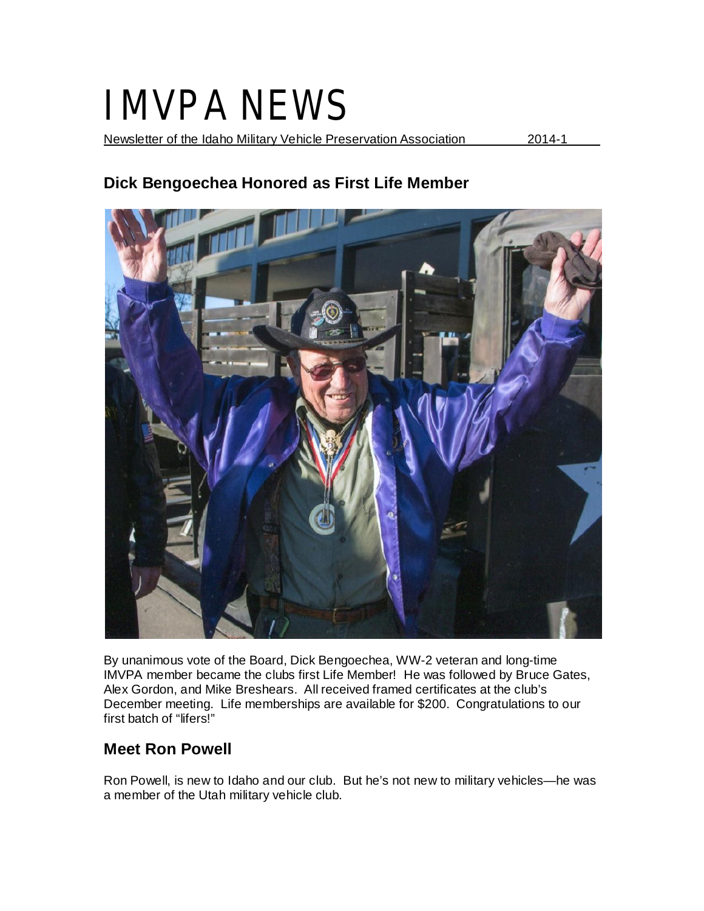# IMVPA NEWS

Newsletter of the Idaho Military Vehicle Preservation Association 2014-1

## Dick Bengoechea Honored as First Life Member

By unanimous vote of the Board, Dick Bengoechea, WW-2 veteran and long-time IMVPA member became the clubs first Life Member! He was followed by Bruce Gates, Alex Gordon, and Mike Breshears. All received framed certificates at the club's December meeting. Life memberships are available for $200. Congratulations to our first batch of "lifers!"

## Meet Ron Powell

Ron Powell, is new to Idaho and our club. But he's not new to military vehicles—he was a member of the Utah military vehicle club.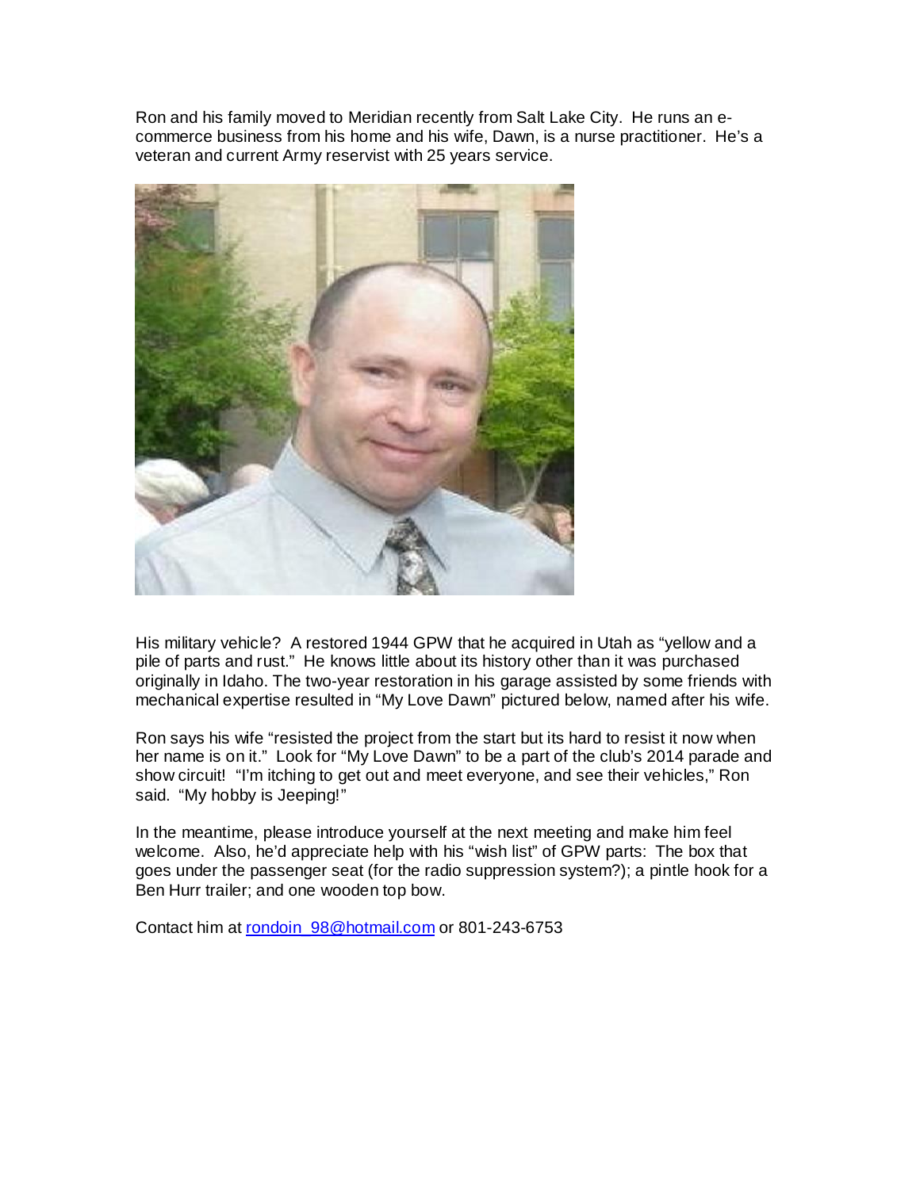Ron and his family moved to Meridian recently from Salt Lake City. He runs an e-commerce business from his home and his wife, Dawn, is a nurse practitioner. He's a veteran and current Army reservist with 25 years service.

His military vehicle? A restored 1944 GPW that he acquired in Utah as "yellow and a pile of parts and rust." He knows little about its history other than it was purchased originally in Idaho. The two-year restoration in his garage assisted by some friends with mechanical expertise resulted in "My Love Dawn" pictured below, named after his wife.

Ron says his wife "resisted the project from the start but its hard to resist it now when her name is on it." Look for "My Love Dawn" to be a part of the club's 2014 parade and show circuit! "I'm itching to get out and meet everyone, and see their vehicles," Ron said. "My hobby is Jeeping!"

In the meantime, please introduce yourself at the next meeting and make him feel welcome. Also, he'd appreciate help with his "wish list" of GPW parts: The box that goes under the passenger seat (for the radio suppression system?); a pintle hook for a Ben Hurr trailer; and one wooden top bow.

Contact him at [rondoin_98@hotmail.com](mailto:rondoin_98@hotmail.com) or 801-243-6753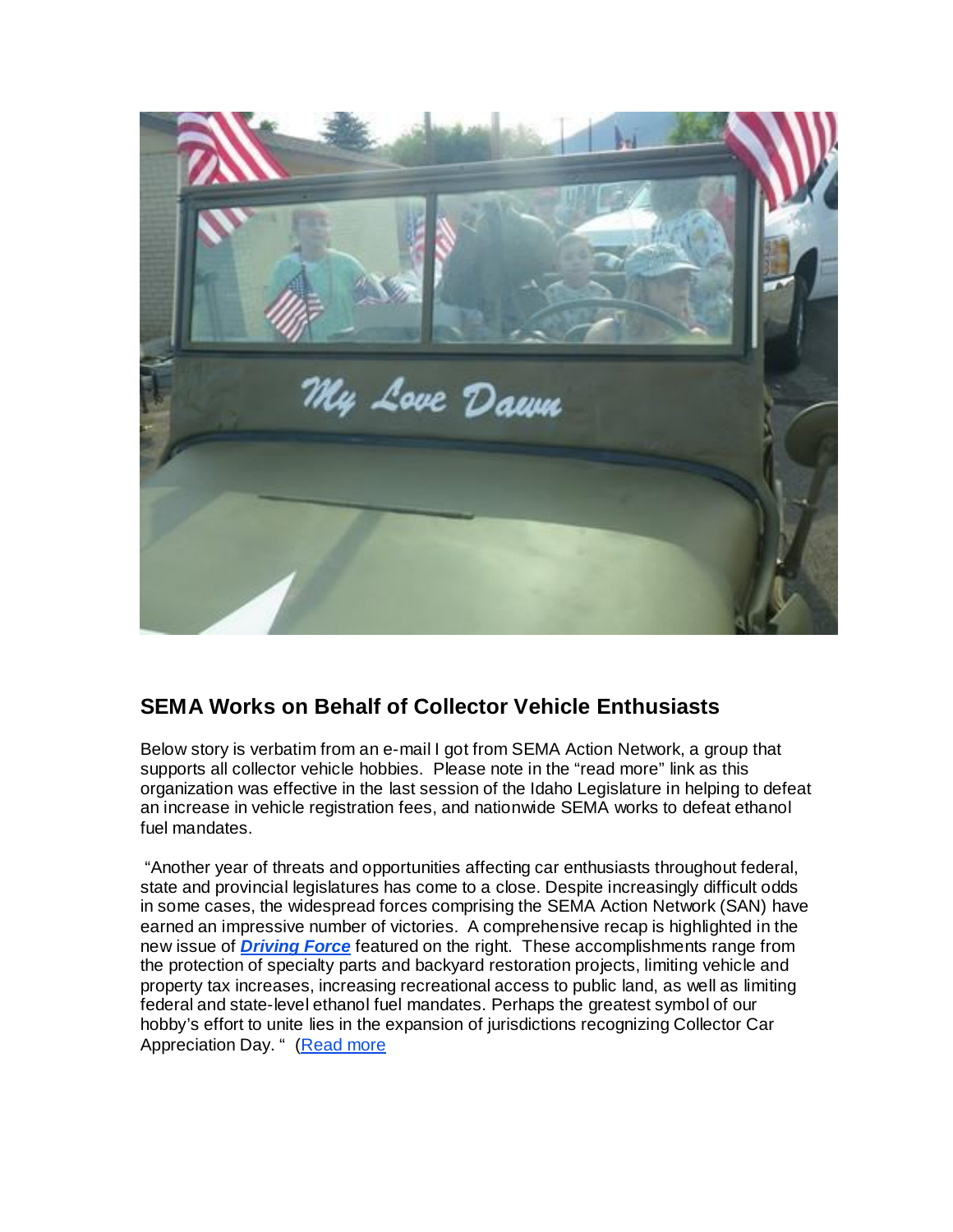## SEMA Works on Behalf of Collector Vehicle Enthusiasts

Below story is verbatim from an e-mail I got from SEMA Action Network, a group that supports all collector vehicle hobbies. Please note in the "read more" link as this organization was effective in the last session of the Idaho Legislature in helping to defeat an increase in vehicle registration fees, and nationwide SEMA works to defeat ethanol fuel mandates.

"Another year of threats and opportunities affecting car enthusiasts throughout federal, state and provincial legislatures has come to a close. Despite increasingly difficult odds in some cases, the widespread forces comprising the SEMA Action Network (SAN) have earned an impressive number of victories. A comprehensive recap is highlighted in the new issue of ***Driving Force*** featured on the right. These accomplishments range from the protection of specialty parts and backyard restoration projects, limiting vehicle and property tax increases, increasing recreational access to public land, as well as limiting federal and state-level ethanol fuel mandates. Perhaps the greatest symbol of our hobby's effort to unite lies in the expansion of jurisdictions recognizing Collector Car Appreciation Day. " (Read more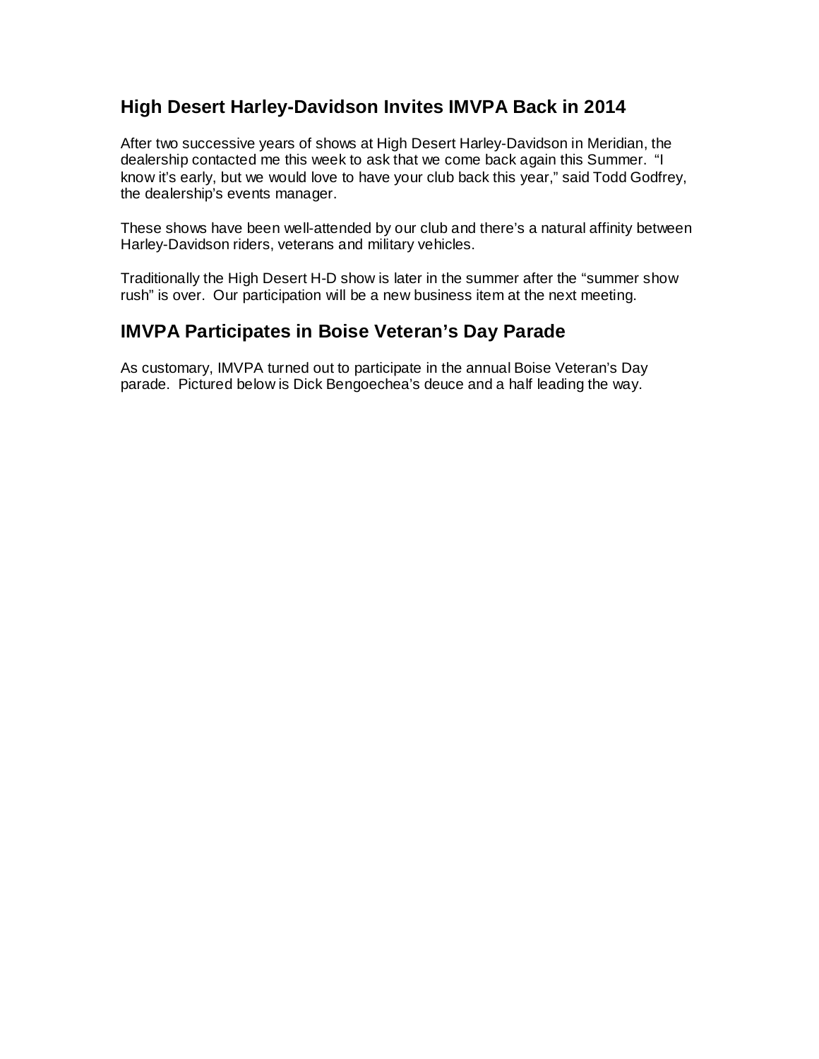## High Desert Harley-Davidson Invites IMVPA Back in 2014

After two successive years of shows at High Desert Harley-Davidson in Meridian, the dealership contacted me this week to ask that we come back again this Summer. "I know it's early, but we would love to have your club back this year," said Todd Godfrey, the dealership's events manager.

These shows have been well-attended by our club and there's a natural affinity between Harley-Davidson riders, veterans and military vehicles.

Traditionally the High Desert H-D show is later in the summer after the "summer show rush" is over. Our participation will be a new business item at the next meeting.

## IMVPA Participates in Boise Veteran's Day Parade

As customary, IMVPA turned out to participate in the annual Boise Veteran's Day parade. Pictured below is Dick Bengoechea's deuce and a half leading the way.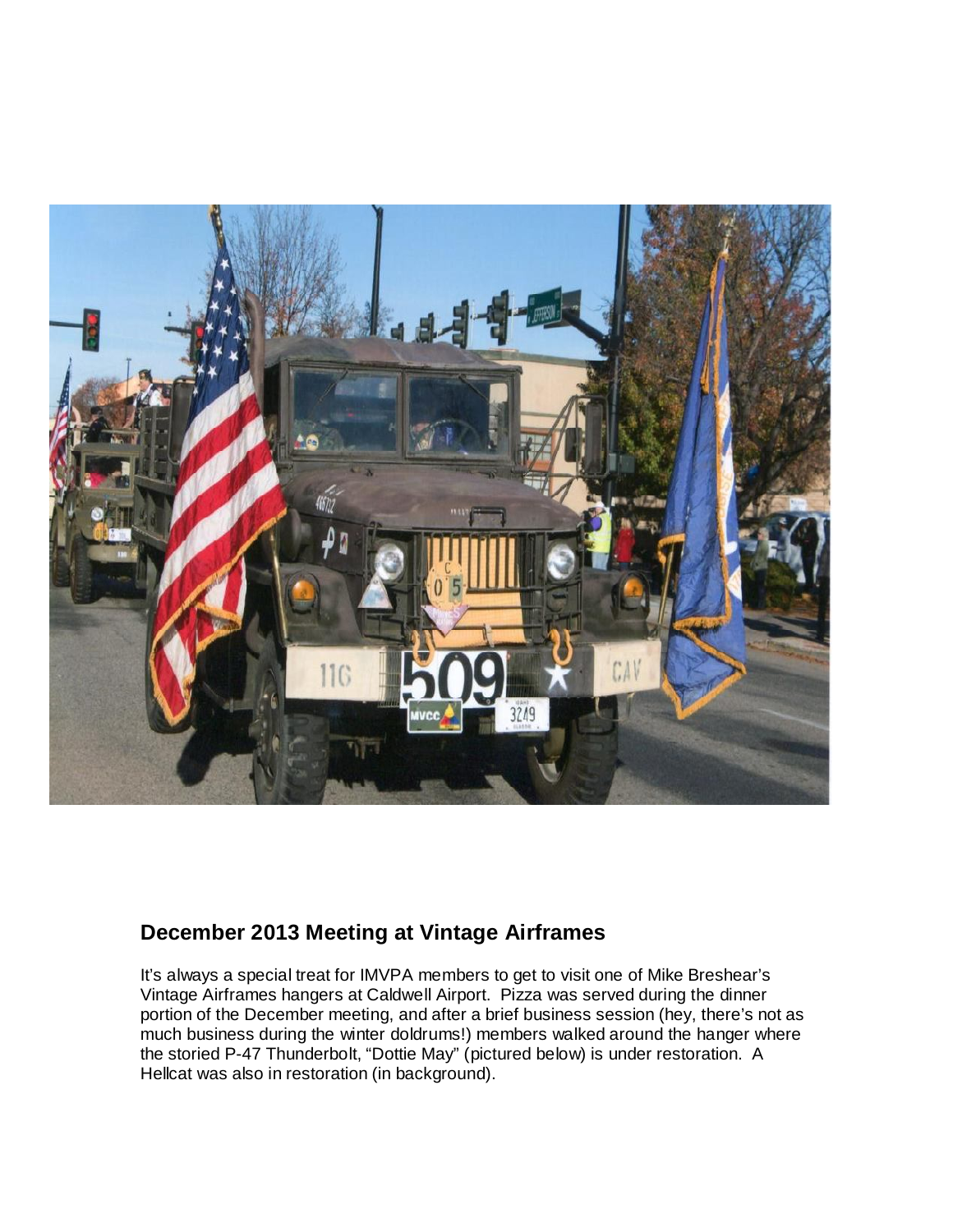## December 2013 Meeting at Vintage Airframes

It's always a special treat for IMVPA members to get to visit one of Mike Breshear's Vintage Airframes hangers at Caldwell Airport. Pizza was served during the dinner portion of the December meeting, and after a brief business session (hey, there's not as much business during the winter doldrums!) members walked around the hanger where the storied P-47 Thunderbolt, "Dottie May" (pictured below) is under restoration. A Hellcat was also in restoration (in background).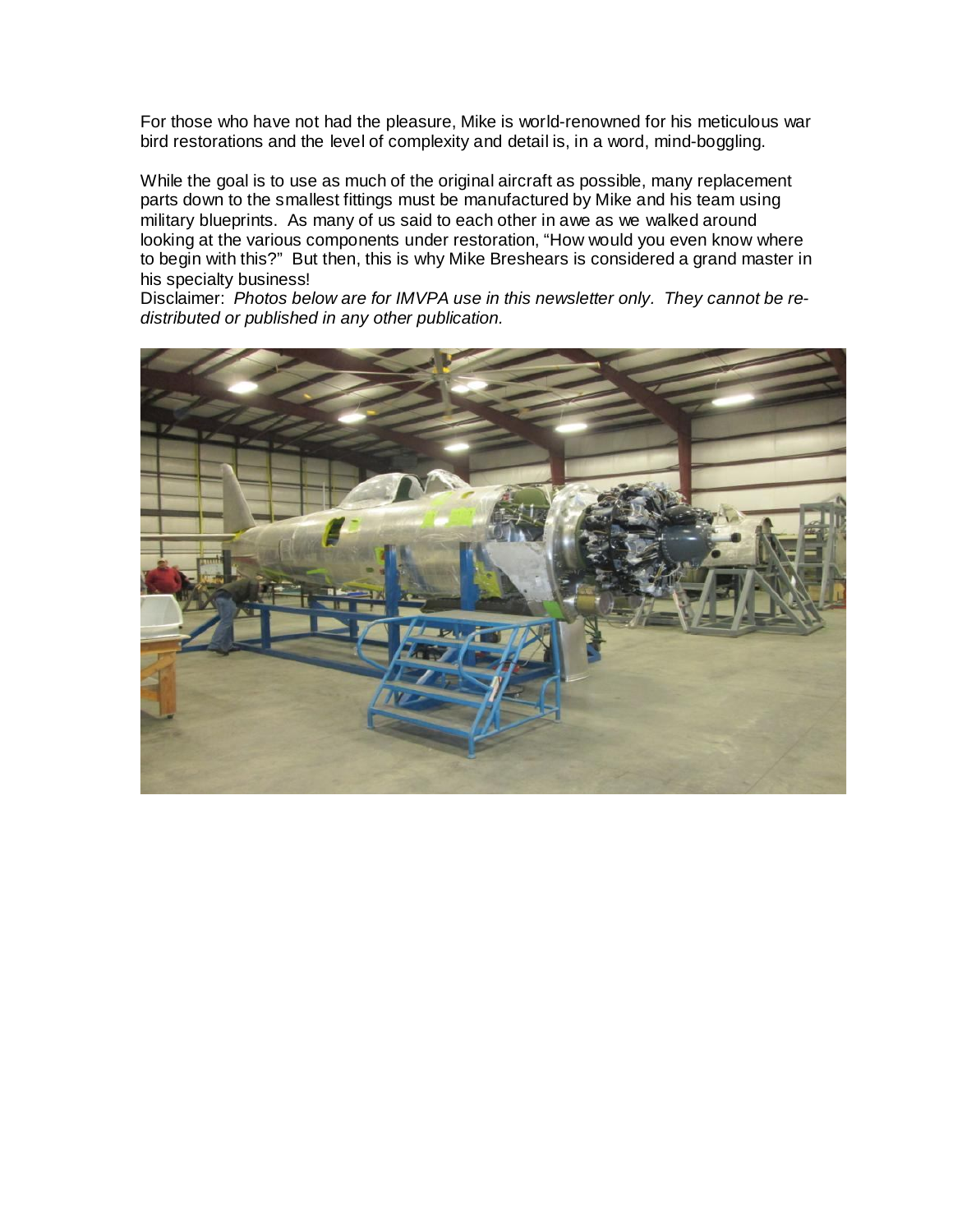For those who have not had the pleasure, Mike is world-renowned for his meticulous war bird restorations and the level of complexity and detail is, in a word, mind-boggling.

While the goal is to use as much of the original aircraft as possible, many replacement parts down to the smallest fittings must be manufactured by Mike and his team using military blueprints. As many of us said to each other in awe as we walked around looking at the various components under restoration, "How would you even know where to begin with this?" But then, this is why Mike Breshears is considered a grand master in his specialty business!

Disclaimer: *Photos below are for IMVPA use in this newsletter only. They cannot be re-distributed or published in any other publication.*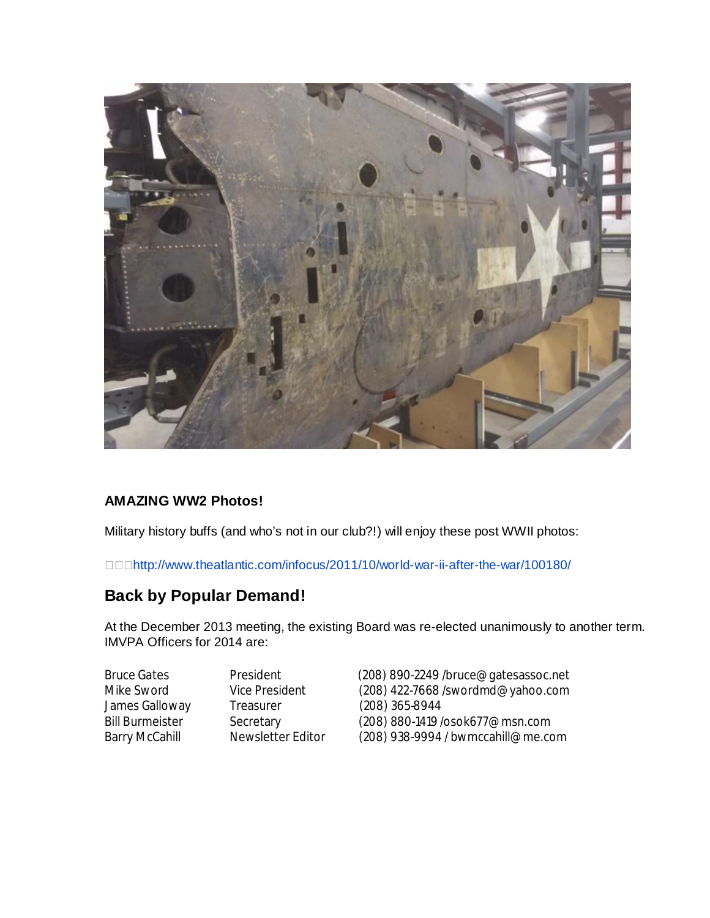### AMAZING WW2 Photos!

Military history buffs (and who's not in our club?!) will enjoy these post WWII photos:

http://www.theatlantic.com/infocus/2011/10/world-war-ii-after-the-war/100180/

## Back by Popular Demand!

At the December 2013 meeting, the existing Board was re-elected unanimously to another term. IMVPA Officers for 2014 are:

| | | |
|---|---|---|
| Bruce Gates | President | (208) 890-2249 /bruce@gatesassoc.net |
| Mike Sword | Vice President | (208) 422-7668 /swordmd@yahoo.com |
| James Galloway | Treasurer | (208) 365-8944 |
| Bill Burmeister | Secretary | (208) 880-1419 /osok677@msn.com |
| Barry McCahill | Newsletter Editor | (208) 938-9994 / bwmccahill@me.com |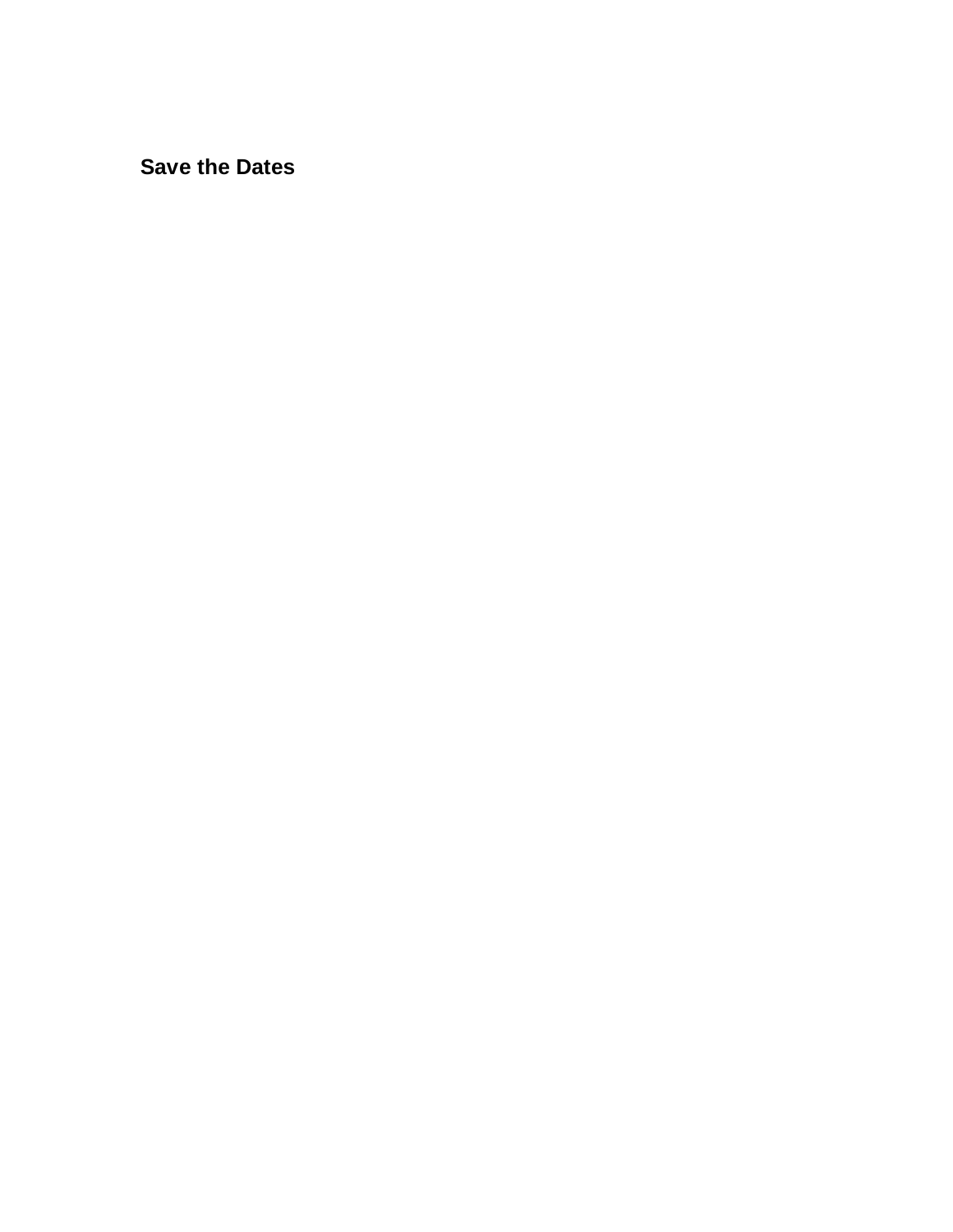## Save the Dates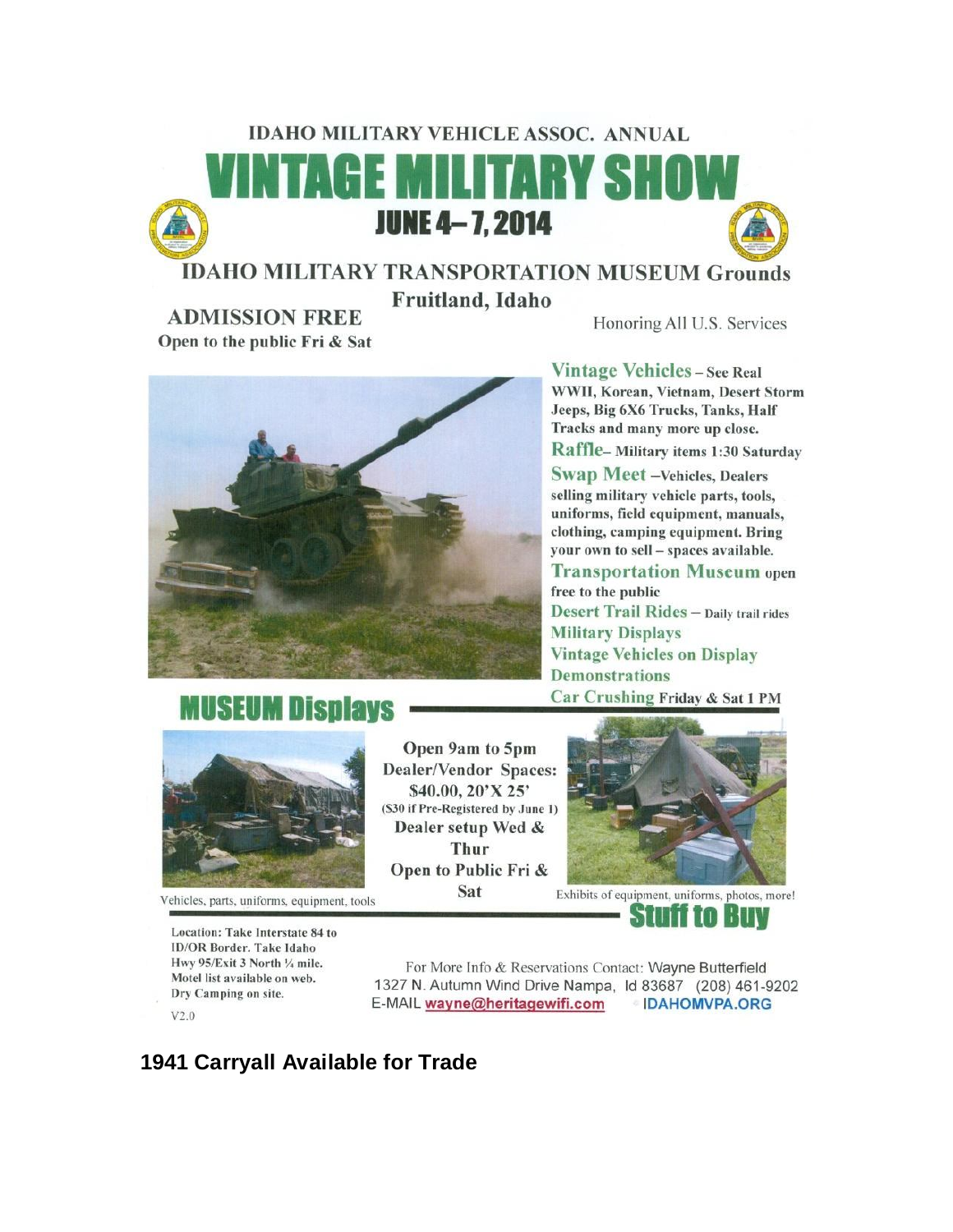IDAHO MILITARY VEHICLE ASSOC. ANNUAL

# VINTAGE MILITARY SHOW

## JUNE 4– 7, 2014

## IDAHO MILITARY TRANSPORTATION MUSEUM Grounds

**Fruitland, Idaho**

**ADMISSION FREE**

**Open to the public Fri & Sat**

Honoring All U.S. Services

**Vintage Vehicles** – See Real WWII, Korean, Vietnam, Desert Storm Jeeps, Big 6X6 Trucks, Tanks, Half Tracks and many more up close.

**Raffle**– Military items 1:30 Saturday

**Swap Meet** –Vehicles, Dealers selling military vehicle parts, tools, uniforms, field equipment, manuals, clothing, camping equipment. Bring your own to sell – spaces available.

**Transportation Museum** open free to the public

**Desert Trail Rides** – Daily trail rides

**Military Displays**

**Vintage Vehicles on Display**

**Demonstrations**

**Car Crushing** Friday & Sat 1 PM

## MUSEUM Displays

Vehicles, parts, uniforms, equipment, tools

**Open 9am to 5pm**

**Dealer/Vendor Spaces: $40.00, 20'X 25'**

($30 if Pre-Registered by June 1)

**Dealer setup Wed & Thur**

**Open to Public Fri & Sat**

Exhibits of equipment, uniforms, photos, more!

## Stuff to Buy

Location: Take Interstate 84 to ID/OR Border. Take Idaho Hwy 95/Exit 3 North ¼ mile. Motel list available on web. Dry Camping on site.

For More Info & Reservations Contact: Wayne Butterfield
1327 N. Autumn Wind Drive Nampa, Id 83687 (208) 461-9202
E-MAIL wayne@heritagewifi.com IDAHOMVPA.ORG

V2.0

## 1941 Carryall Available for Trade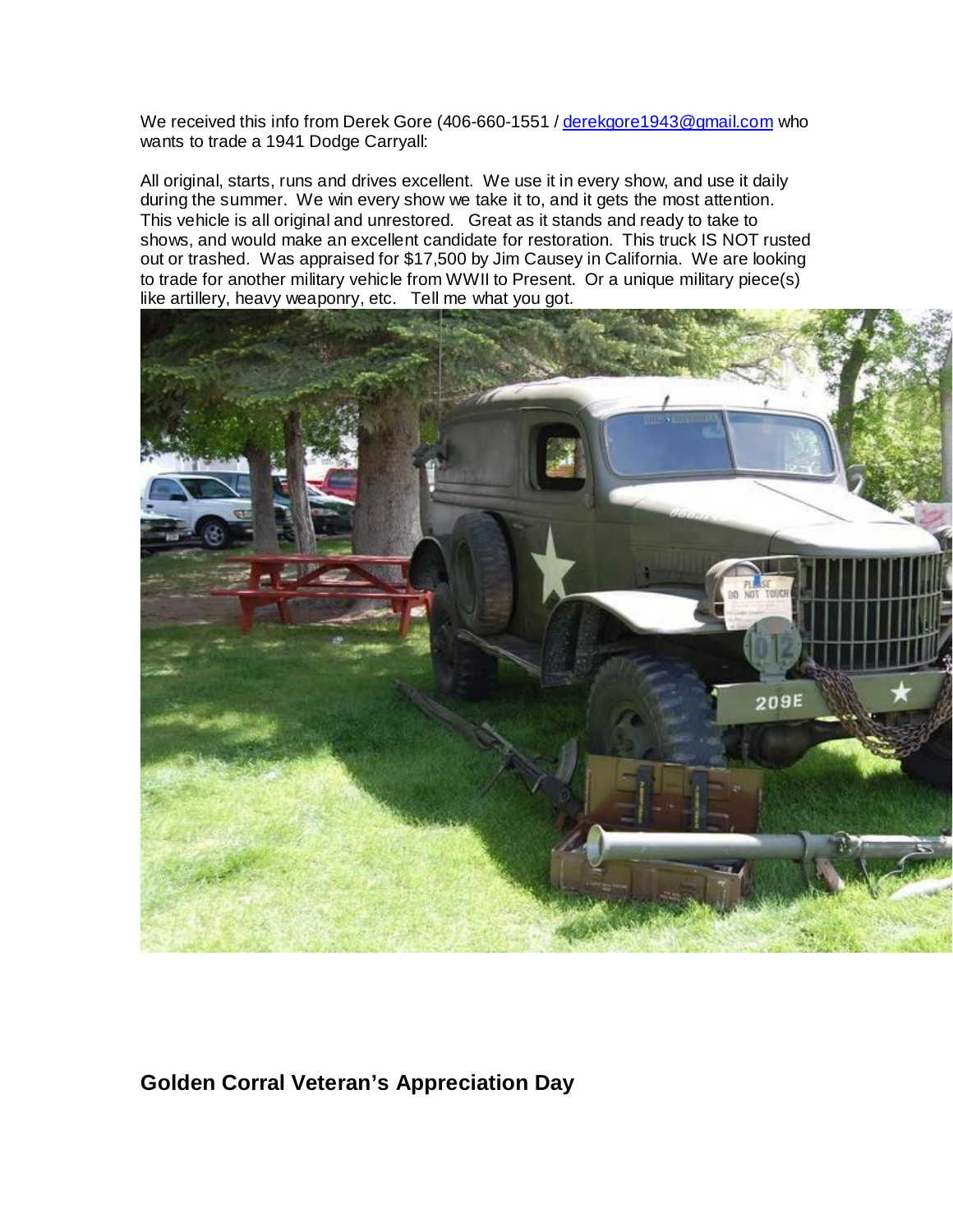We received this info from Derek Gore (406-660-1551 / derekgore1943@gmail.com who wants to trade a 1941 Dodge Carryall:

All original, starts, runs and drives excellent. We use it in every show, and use it daily during the summer. We win every show we take it to, and it gets the most attention. This vehicle is all original and unrestored. Great as it stands and ready to take to shows, and would make an excellent candidate for restoration. This truck IS NOT rusted out or trashed. Was appraised for $17,500 by Jim Causey in California. We are looking to trade for another military vehicle from WWII to Present. Or a unique military piece(s) like artillery, heavy weaponry, etc. Tell me what you got.

## Golden Corral Veteran's Appreciation Day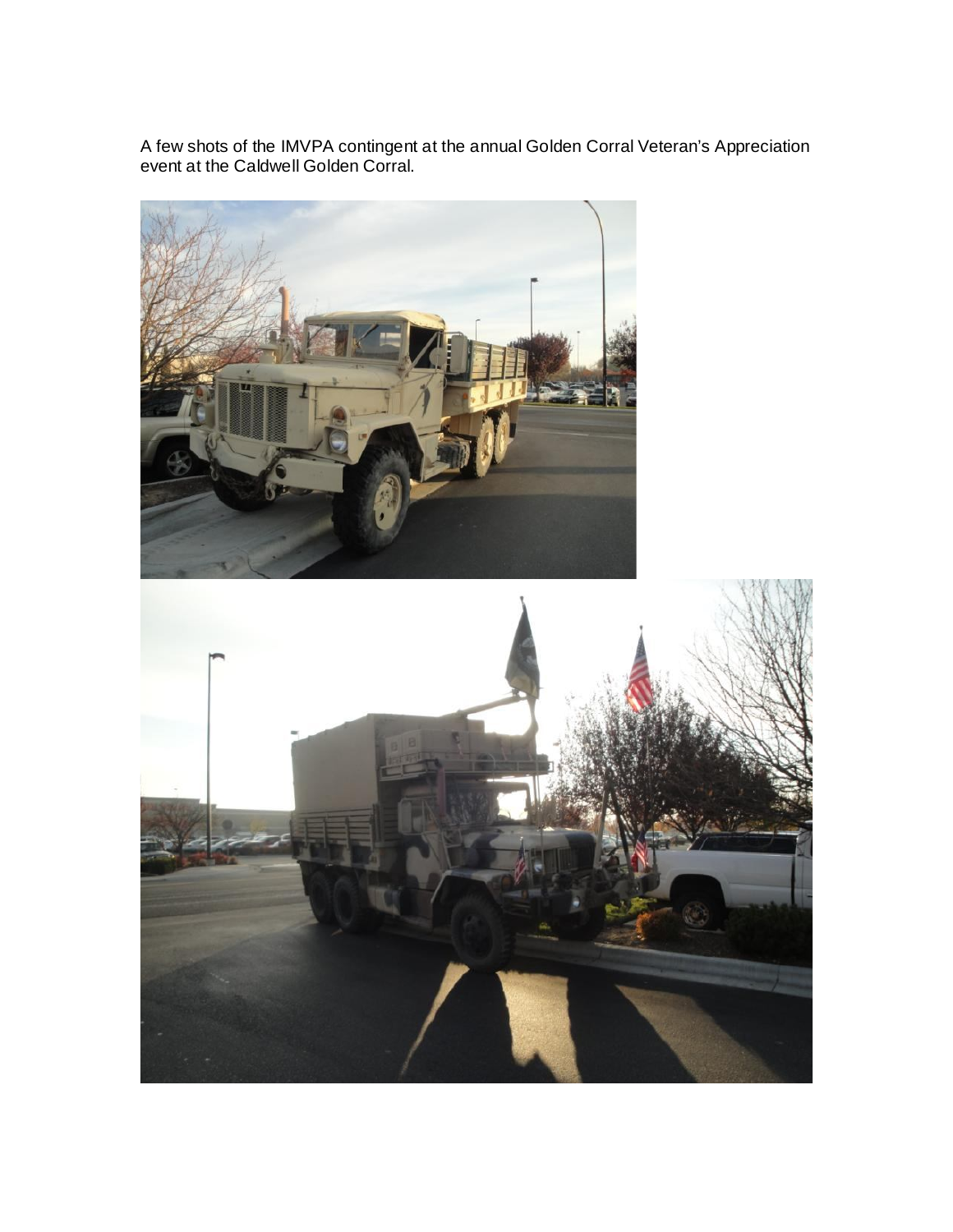A few shots of the IMVPA contingent at the annual Golden Corral Veteran's Appreciation event at the Caldwell Golden Corral.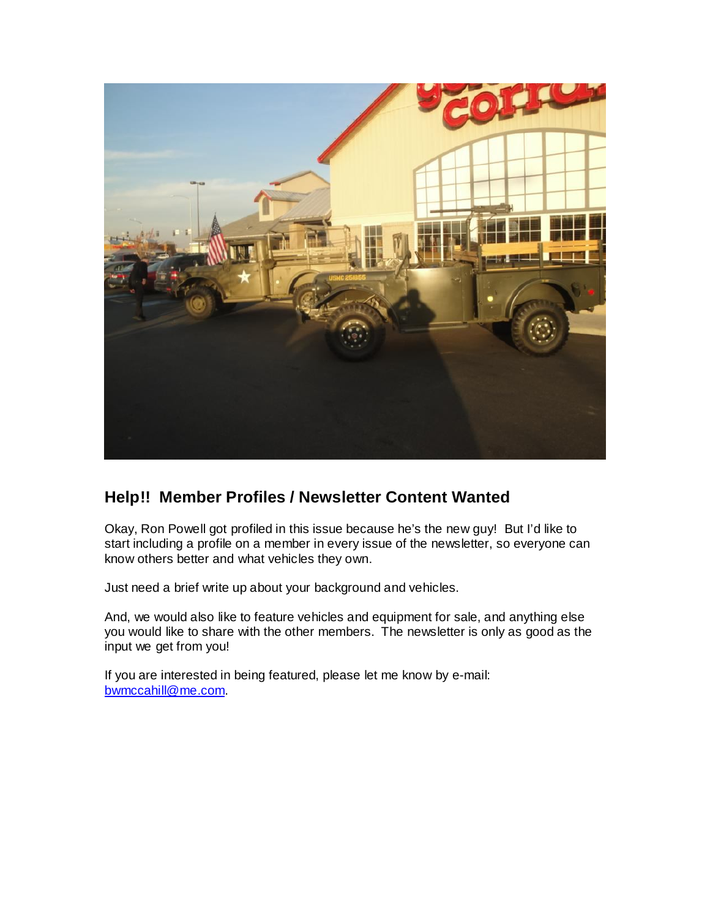## Help!! Member Profiles / Newsletter Content Wanted

Okay, Ron Powell got profiled in this issue because he's the new guy! But I'd like to start including a profile on a member in every issue of the newsletter, so everyone can know others better and what vehicles they own.

Just need a brief write up about your background and vehicles.

And, we would also like to feature vehicles and equipment for sale, and anything else you would like to share with the other members. The newsletter is only as good as the input we get from you!

If you are interested in being featured, please let me know by e-mail: bwmccahill@me.com.